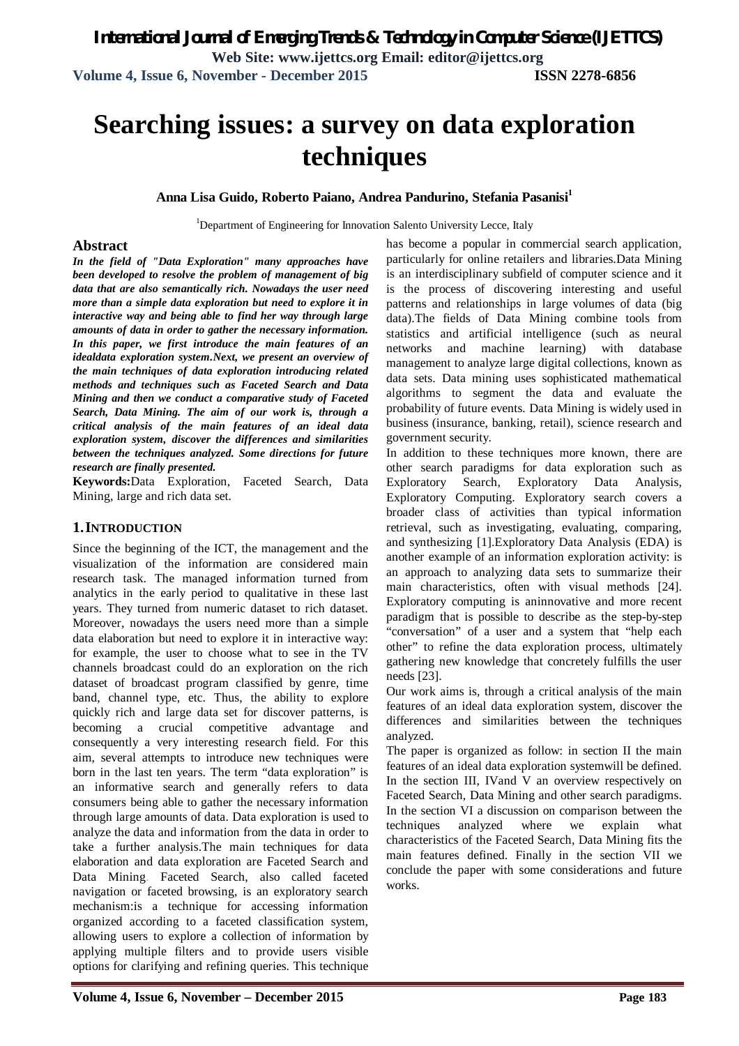# Searching issues: a survey on data exploration techniques

**Anna Lisa Guido, Roberto Paiano, Andrea Pandurino, Stefania Pasanisi[1]**

[1]Department of Engineering for Innovation Salento University Lecce, Italy

## Abstract

***In the field of "Data Exploration" many approaches have been developed to resolve the problem of management of big data that are also semantically rich. Nowadays the user need more than a simple data exploration but need to explore it in interactive way and being able to find her way through large amounts of data in order to gather the necessary information. In this paper, we first introduce the main features of an idealdata exploration system.Next, we present an overview of the main techniques of data exploration introducing related methods and techniques such as Faceted Search and Data Mining and then we conduct a comparative study of Faceted Search, Data Mining. The aim of our work is, through a critical analysis of the main features of an ideal data exploration system, discover the differences and similarities between the techniques analyzed. Some directions for future research are finally presented.***

**Keywords:**Data Exploration, Faceted Search, Data Mining, large and rich data set.

## 1.INTRODUCTION

Since the beginning of the ICT, the management and the visualization of the information are considered main research task. The managed information turned from analytics in the early period to qualitative in these last years. They turned from numeric dataset to rich dataset. Moreover, nowadays the users need more than a simple data elaboration but need to explore it in interactive way: for example, the user to choose what to see in the TV channels broadcast could do an exploration on the rich dataset of broadcast program classified by genre, time band, channel type, etc. Thus, the ability to explore quickly rich and large data set for discover patterns, is becoming a crucial competitive advantage and consequently a very interesting research field. For this aim, several attempts to introduce new techniques were born in the last ten years. The term "data exploration" is an informative search and generally refers to data consumers being able to gather the necessary information through large amounts of data. Data exploration is used to analyze the data and information from the data in order to take a further analysis.The main techniques for data elaboration and data exploration are Faceted Search and Data Mining. Faceted Search, also called faceted navigation or faceted browsing, is an exploratory search mechanism:is a technique for accessing information organized according to a faceted classification system, allowing users to explore a collection of information by applying multiple filters and to provide users visible options for clarifying and refining queries. This technique has become a popular in commercial search application, particularly for online retailers and libraries.Data Mining is an interdisciplinary subfield of computer science and it is the process of discovering interesting and useful patterns and relationships in large volumes of data (big data).The fields of Data Mining combine tools from statistics and artificial intelligence (such as neural networks and machine learning) with database management to analyze large digital collections, known as data sets. Data mining uses sophisticated mathematical algorithms to segment the data and evaluate the probability of future events. Data Mining is widely used in business (insurance, banking, retail), science research and government security.

In addition to these techniques more known, there are other search paradigms for data exploration such as Exploratory Search, Exploratory Data Analysis, Exploratory Computing. Exploratory search covers a broader class of activities than typical information retrieval, such as investigating, evaluating, comparing, and synthesizing [1].Exploratory Data Analysis (EDA) is another example of an information exploration activity: is an approach to analyzing data sets to summarize their main characteristics, often with visual methods [24]. Exploratory computing is aninnovative and more recent paradigm that is possible to describe as the step-by-step "conversation" of a user and a system that "help each other" to refine the data exploration process, ultimately gathering new knowledge that concretely fulfills the user needs [23].

Our work aims is, through a critical analysis of the main features of an ideal data exploration system, discover the differences and similarities between the techniques analyzed.

The paper is organized as follow: in section II the main features of an ideal data exploration systemwill be defined. In the section III, IVand V an overview respectively on Faceted Search, Data Mining and other search paradigms. In the section VI a discussion on comparison between the techniques analyzed where we explain what characteristics of the Faceted Search, Data Mining fits the main features defined. Finally in the section VII we conclude the paper with some considerations and future works.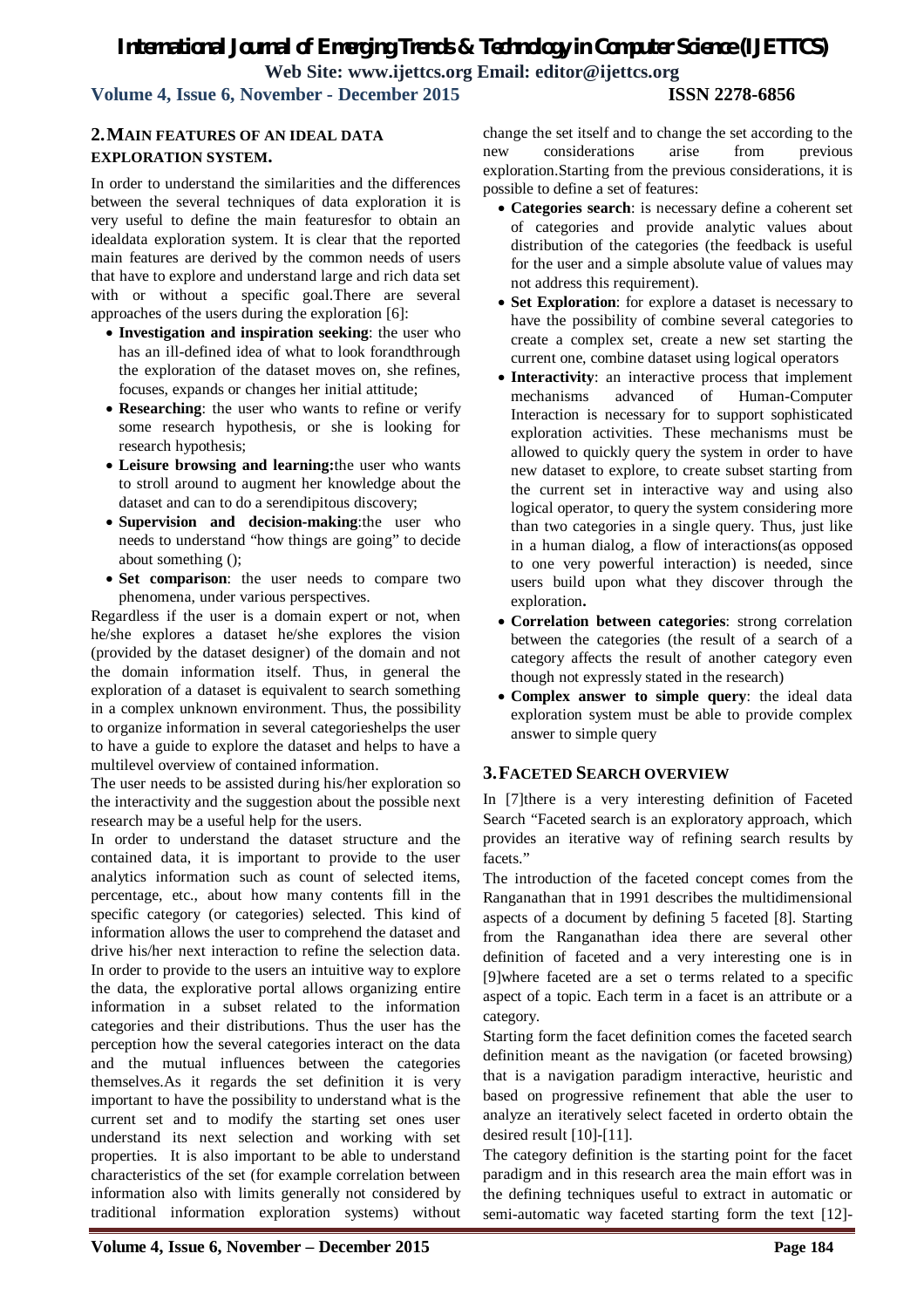## 2. MAIN FEATURES OF AN IDEAL DATA EXPLORATION SYSTEM.

In order to understand the similarities and the differences between the several techniques of data exploration it is very useful to define the main featuresfor to obtain an idealdata exploration system. It is clear that the reported main features are derived by the common needs of users that have to explore and understand large and rich data set with or without a specific goal.There are several approaches of the users during the exploration [6]:

- **Investigation and inspiration seeking**: the user who has an ill-defined idea of what to look forandthrough the exploration of the dataset moves on, she refines, focuses, expands or changes her initial attitude;
- **Researching**: the user who wants to refine or verify some research hypothesis, or she is looking for research hypothesis;
- **Leisure browsing and learning:**the user who wants to stroll around to augment her knowledge about the dataset and can to do a serendipitous discovery;
- **Supervision and decision-making**:the user who needs to understand "how things are going" to decide about something ();
- **Set comparison**: the user needs to compare two phenomena, under various perspectives.

Regardless if the user is a domain expert or not, when he/she explores a dataset he/she explores the vision (provided by the dataset designer) of the domain and not the domain information itself. Thus, in general the exploration of a dataset is equivalent to search something in a complex unknown environment. Thus, the possibility to organize information in several categorieshelps the user to have a guide to explore the dataset and helps to have a multilevel overview of contained information.

The user needs to be assisted during his/her exploration so the interactivity and the suggestion about the possible next research may be a useful help for the users.

In order to understand the dataset structure and the contained data, it is important to provide to the user analytics information such as count of selected items, percentage, etc., about how many contents fill in the specific category (or categories) selected. This kind of information allows the user to comprehend the dataset and drive his/her next interaction to refine the selection data. In order to provide to the users an intuitive way to explore the data, the explorative portal allows organizing entire information in a subset related to the information categories and their distributions. Thus the user has the perception how the several categories interact on the data and the mutual influences between the categories themselves.As it regards the set definition it is very important to have the possibility to understand what is the current set and to modify the starting set ones user understand its next selection and working with set properties. It is also important to be able to understand characteristics of the set (for example correlation between information also with limits generally not considered by traditional information exploration systems) without change the set itself and to change the set according to the new considerations arise from previous exploration.Starting from the previous considerations, it is possible to define a set of features:

- **Categories search**: is necessary define a coherent set of categories and provide analytic values about distribution of the categories (the feedback is useful for the user and a simple absolute value of values may not address this requirement).
- **Set Exploration**: for explore a dataset is necessary to have the possibility of combine several categories to create a complex set, create a new set starting the current one, combine dataset using logical operators
- **Interactivity**: an interactive process that implement mechanisms advanced of Human-Computer Interaction is necessary for to support sophisticated exploration activities. These mechanisms must be allowed to quickly query the system in order to have new dataset to explore, to create subset starting from the current set in interactive way and using also logical operator, to query the system considering more than two categories in a single query. Thus, just like in a human dialog, a flow of interactions(as opposed to one very powerful interaction) is needed, since users build upon what they discover through the exploration**.**
- **Correlation between categories**: strong correlation between the categories (the result of a search of a category affects the result of another category even though not expressly stated in the research)
- **Complex answer to simple query**: the ideal data exploration system must be able to provide complex answer to simple query

## 3. FACETED SEARCH OVERVIEW

In [7]there is a very interesting definition of Faceted Search "Faceted search is an exploratory approach, which provides an iterative way of refining search results by facets."

The introduction of the faceted concept comes from the Ranganathan that in 1991 describes the multidimensional aspects of a document by defining 5 faceted [8]. Starting from the Ranganathan idea there are several other definition of faceted and a very interesting one is in [9]where faceted are a set o terms related to a specific aspect of a topic. Each term in a facet is an attribute or a category.

Starting form the facet definition comes the faceted search definition meant as the navigation (or faceted browsing) that is a navigation paradigm interactive, heuristic and based on progressive refinement that able the user to analyze an iteratively select faceted in orderto obtain the desired result [10]-[11].

The category definition is the starting point for the facet paradigm and in this research area the main effort was in the defining techniques useful to extract in automatic or semi-automatic way faceted starting form the text [12]-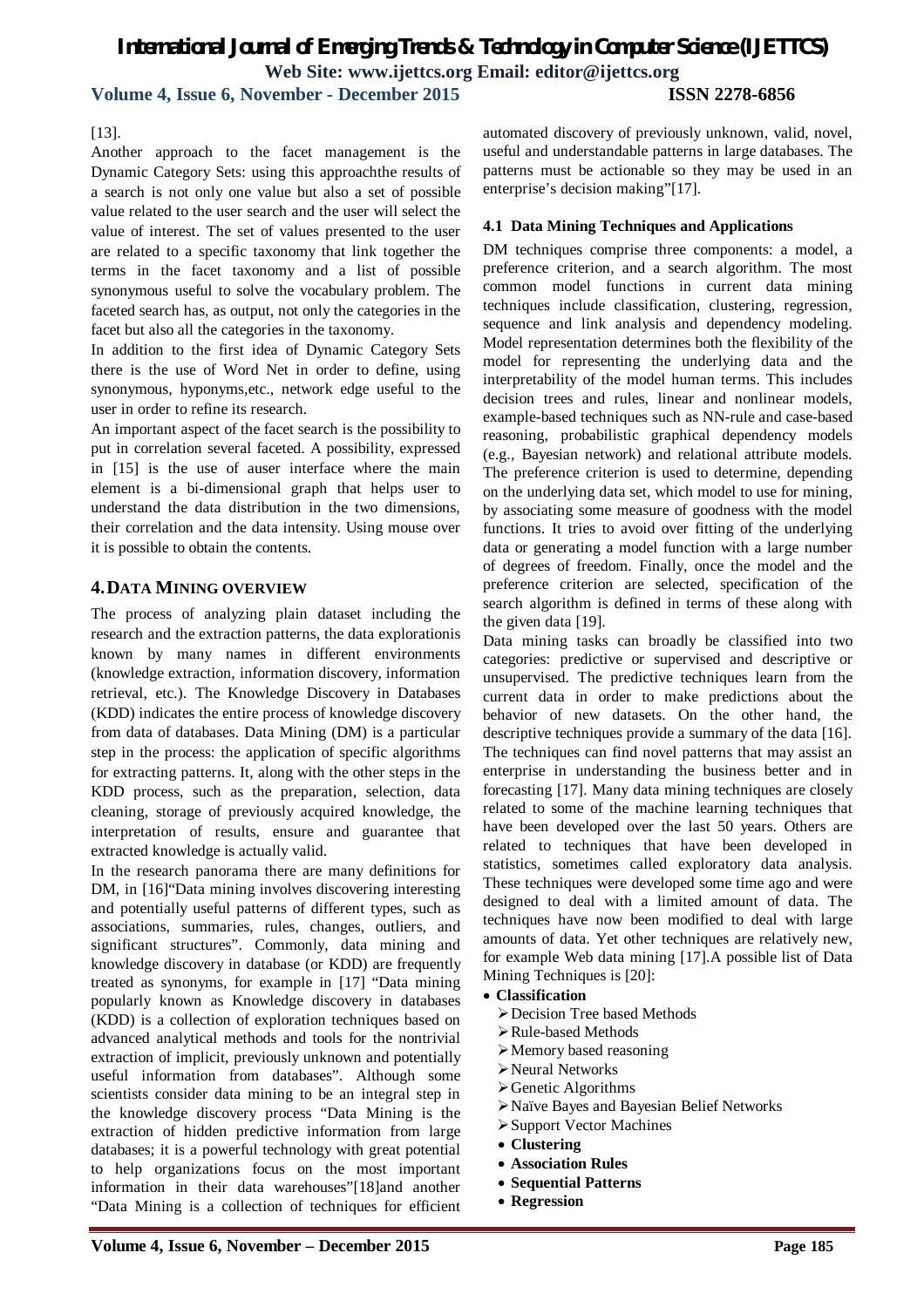[13].

Another approach to the facet management is the Dynamic Category Sets: using this approachthe results of a search is not only one value but also a set of possible value related to the user search and the user will select the value of interest. The set of values presented to the user are related to a specific taxonomy that link together the terms in the facet taxonomy and a list of possible synonymous useful to solve the vocabulary problem. The faceted search has, as output, not only the categories in the facet but also all the categories in the taxonomy.

In addition to the first idea of Dynamic Category Sets there is the use of Word Net in order to define, using synonymous, hyponyms,etc., network edge useful to the user in order to refine its research.

An important aspect of the facet search is the possibility to put in correlation several faceted. A possibility, expressed in [15] is the use of auser interface where the main element is a bi-dimensional graph that helps user to understand the data distribution in the two dimensions, their correlation and the data intensity. Using mouse over it is possible to obtain the contents.

## 4. DATA MINING OVERVIEW

The process of analyzing plain dataset including the research and the extraction patterns, the data explorationis known by many names in different environments (knowledge extraction, information discovery, information retrieval, etc.). The Knowledge Discovery in Databases (KDD) indicates the entire process of knowledge discovery from data of databases. Data Mining (DM) is a particular step in the process: the application of specific algorithms for extracting patterns. It, along with the other steps in the KDD process, such as the preparation, selection, data cleaning, storage of previously acquired knowledge, the interpretation of results, ensure and guarantee that extracted knowledge is actually valid.

In the research panorama there are many definitions for DM, in [16]"Data mining involves discovering interesting and potentially useful patterns of different types, such as associations, summaries, rules, changes, outliers, and significant structures". Commonly, data mining and knowledge discovery in database (or KDD) are frequently treated as synonyms, for example in [17] "Data mining popularly known as Knowledge discovery in databases (KDD) is a collection of exploration techniques based on advanced analytical methods and tools for the nontrivial extraction of implicit, previously unknown and potentially useful information from databases". Although some scientists consider data mining to be an integral step in the knowledge discovery process "Data Mining is the extraction of hidden predictive information from large databases; it is a powerful technology with great potential to help organizations focus on the most important information in their data warehouses"[18]and another "Data Mining is a collection of techniques for efficient automated discovery of previously unknown, valid, novel, useful and understandable patterns in large databases. The patterns must be actionable so they may be used in an enterprise's decision making"[17].

### 4.1 Data Mining Techniques and Applications

DM techniques comprise three components: a model, a preference criterion, and a search algorithm. The most common model functions in current data mining techniques include classification, clustering, regression, sequence and link analysis and dependency modeling. Model representation determines both the flexibility of the model for representing the underlying data and the interpretability of the model human terms. This includes decision trees and rules, linear and nonlinear models, example-based techniques such as NN-rule and case-based reasoning, probabilistic graphical dependency models (e.g., Bayesian network) and relational attribute models. The preference criterion is used to determine, depending on the underlying data set, which model to use for mining, by associating some measure of goodness with the model functions. It tries to avoid over fitting of the underlying data or generating a model function with a large number of degrees of freedom. Finally, once the model and the preference criterion are selected, specification of the search algorithm is defined in terms of these along with the given data [19].

Data mining tasks can broadly be classified into two categories: predictive or supervised and descriptive or unsupervised. The predictive techniques learn from the current data in order to make predictions about the behavior of new datasets. On the other hand, the descriptive techniques provide a summary of the data [16]. The techniques can find novel patterns that may assist an enterprise in understanding the business better and in forecasting [17]. Many data mining techniques are closely related to some of the machine learning techniques that have been developed over the last 50 years. Others are related to techniques that have been developed in statistics, sometimes called exploratory data analysis. These techniques were developed some time ago and were designed to deal with a limited amount of data. The techniques have now been modified to deal with large amounts of data. Yet other techniques are relatively new, for example Web data mining [17].A possible list of Data Mining Techniques is [20]:

- **Classification**
  - Decision Tree based Methods
  - Rule-based Methods
  - Memory based reasoning
  - Neural Networks
  - Genetic Algorithms
  - Naïve Bayes and Bayesian Belief Networks
  - Support Vector Machines
- **Clustering**
- **Association Rules**
- **Sequential Patterns**
- **Regression**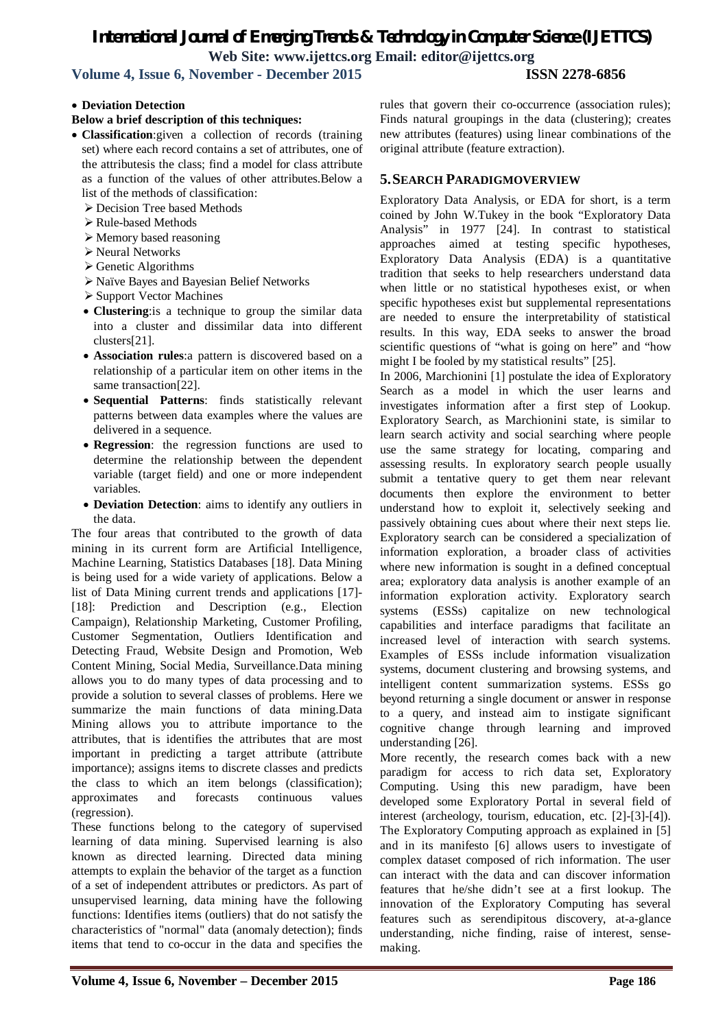- **Deviation Detection**

**Below a brief description of this techniques:**

- **Classification**:given a collection of records (training set) where each record contains a set of attributes, one of the attributesis the class; find a model for class attribute as a function of the values of other attributes.Below a list of the methods of classification:
  - Decision Tree based Methods
  - Rule-based Methods
  - Memory based reasoning
  - Neural Networks
  - Genetic Algorithms
  - Naïve Bayes and Bayesian Belief Networks
  - Support Vector Machines
- **Clustering**:is a technique to group the similar data into a cluster and dissimilar data into different clusters[21].
- **Association rules**:a pattern is discovered based on a relationship of a particular item on other items in the same transaction[22].
- **Sequential Patterns**: finds statistically relevant patterns between data examples where the values are delivered in a sequence.
- **Regression**: the regression functions are used to determine the relationship between the dependent variable (target field) and one or more independent variables.
- **Deviation Detection**: aims to identify any outliers in the data.

The four areas that contributed to the growth of data mining in its current form are Artificial Intelligence, Machine Learning, Statistics Databases [18]. Data Mining is being used for a wide variety of applications. Below a list of Data Mining current trends and applications [17]-[18]: Prediction and Description (e.g., Election Campaign), Relationship Marketing, Customer Profiling, Customer Segmentation, Outliers Identification and Detecting Fraud, Website Design and Promotion, Web Content Mining, Social Media, Surveillance.Data mining allows you to do many types of data processing and to provide a solution to several classes of problems. Here we summarize the main functions of data mining.Data Mining allows you to attribute importance to the attributes, that is identifies the attributes that are most important in predicting a target attribute (attribute importance); assigns items to discrete classes and predicts the class to which an item belongs (classification); approximates and forecasts continuous values (regression).

These functions belong to the category of supervised learning of data mining. Supervised learning is also known as directed learning. Directed data mining attempts to explain the behavior of the target as a function of a set of independent attributes or predictors. As part of unsupervised learning, data mining have the following functions: Identifies items (outliers) that do not satisfy the characteristics of "normal" data (anomaly detection); finds items that tend to co-occur in the data and specifies the rules that govern their co-occurrence (association rules); Finds natural groupings in the data (clustering); creates new attributes (features) using linear combinations of the original attribute (feature extraction).

## 5. SEARCH PARADIGMOVERVIEW

Exploratory Data Analysis, or EDA for short, is a term coined by John W.Tukey in the book "Exploratory Data Analysis" in 1977 [24]. In contrast to statistical approaches aimed at testing specific hypotheses, Exploratory Data Analysis (EDA) is a quantitative tradition that seeks to help researchers understand data when little or no statistical hypotheses exist, or when specific hypotheses exist but supplemental representations are needed to ensure the interpretability of statistical results. In this way, EDA seeks to answer the broad scientific questions of "what is going on here" and "how might I be fooled by my statistical results" [25].

In 2006, Marchionini [1] postulate the idea of Exploratory Search as a model in which the user learns and investigates information after a first step of Lookup. Exploratory Search, as Marchionini state, is similar to learn search activity and social searching where people use the same strategy for locating, comparing and assessing results. In exploratory search people usually submit a tentative query to get them near relevant documents then explore the environment to better understand how to exploit it, selectively seeking and passively obtaining cues about where their next steps lie. Exploratory search can be considered a specialization of information exploration, a broader class of activities where new information is sought in a defined conceptual area; exploratory data analysis is another example of an information exploration activity. Exploratory search systems (ESSs) capitalize on new technological capabilities and interface paradigms that facilitate an increased level of interaction with search systems. Examples of ESSs include information visualization systems, document clustering and browsing systems, and intelligent content summarization systems. ESSs go beyond returning a single document or answer in response to a query, and instead aim to instigate significant cognitive change through learning and improved understanding [26].

More recently, the research comes back with a new paradigm for access to rich data set, Exploratory Computing. Using this new paradigm, have been developed some Exploratory Portal in several field of interest (archeology, tourism, education, etc. [2]-[3]-[4]). The Exploratory Computing approach as explained in [5] and in its manifesto [6] allows users to investigate of complex dataset composed of rich information. The user can interact with the data and can discover information features that he/she didn't see at a first lookup. The innovation of the Exploratory Computing has several features such as serendipitous discovery, at-a-glance understanding, niche finding, raise of interest, sense-making.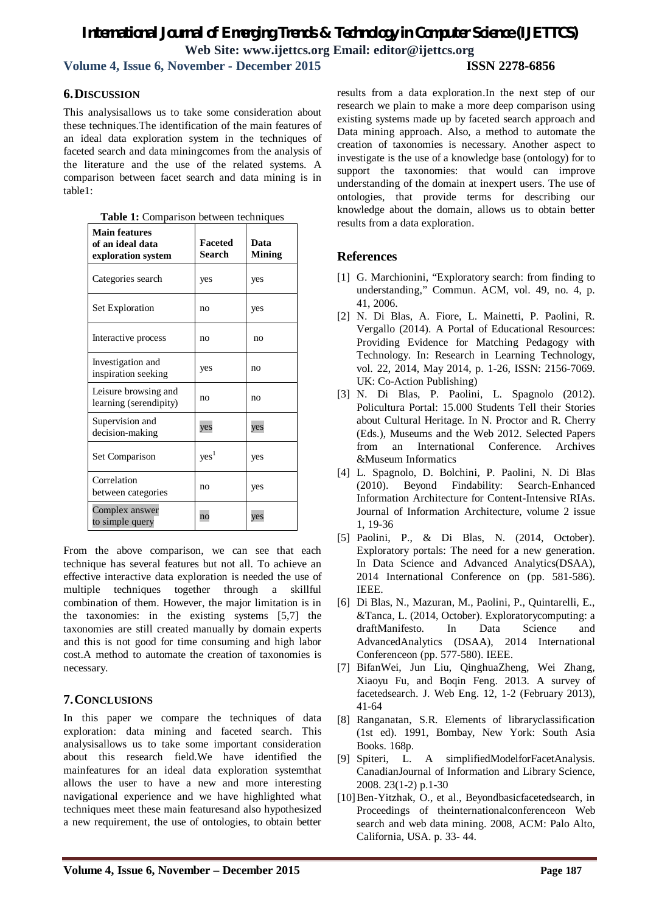## 6. DISCUSSION

This analysisallows us to take some consideration about these techniques.The identification of the main features of an ideal data exploration system in the techniques of faceted search and data miningcomes from the analysis of the literature and the use of the related systems. A comparison between facet search and data mining is in table1:

**Table 1:** Comparison between techniques

| Main features of an ideal data exploration system | Faceted Search | Data Mining |
|---|---|---|
| Categories search | yes | yes |
| Set Exploration | no | yes |
| Interactive process | no | no |
| Investigation and inspiration seeking | yes | no |
| Leisure browsing and learning (serendipity) | no | no |
| Supervision and decision-making | yes | yes |
| Set Comparison | yes[1] | yes |
| Correlation between categories | no | yes |
| Complex answer to simple query | no | yes |

From the above comparison, we can see that each technique has several features but not all. To achieve an effective interactive data exploration is needed the use of multiple techniques together through a skillful combination of them. However, the major limitation is in the taxonomies: in the existing systems [5,7] the taxonomies are still created manually by domain experts and this is not good for time consuming and high labor cost.A method to automate the creation of taxonomies is necessary.

## 7. CONCLUSIONS

In this paper we compare the techniques of data exploration: data mining and faceted search. This analysisallows us to take some important consideration about this research field.We have identified the mainfeatures for an ideal data exploration systemthat allows the user to have a new and more interesting navigational experience and we have highlighted what techniques meet these main featuresand also hypothesized a new requirement, the use of ontologies, to obtain better results from a data exploration.In the next step of our research we plain to make a more deep comparison using existing systems made up by faceted search approach and Data mining approach. Also, a method to automate the creation of taxonomies is necessary. Another aspect to investigate is the use of a knowledge base (ontology) for to support the taxonomies: that would can improve understanding of the domain at inexpert users. The use of ontologies, that provide terms for describing our knowledge about the domain, allows us to obtain better results from a data exploration.

## References

[1] G. Marchionini, "Exploratory search: from finding to understanding," Commun. ACM, vol. 49, no. 4, p. 41, 2006.

[2] N. Di Blas, A. Fiore, L. Mainetti, P. Paolini, R. Vergallo (2014). A Portal of Educational Resources: Providing Evidence for Matching Pedagogy with Technology. In: Research in Learning Technology, vol. 22, 2014, May 2014, p. 1-26, ISSN: 2156-7069. UK: Co-Action Publishing)

[3] N. Di Blas, P. Paolini, L. Spagnolo (2012). Policultura Portal: 15.000 Students Tell their Stories about Cultural Heritage. In N. Proctor and R. Cherry (Eds.), Museums and the Web 2012. Selected Papers from an International Conference. Archives &Museum Informatics

[4] L. Spagnolo, D. Bolchini, P. Paolini, N. Di Blas (2010). Beyond Findability: Search-Enhanced Information Architecture for Content-Intensive RIAs. Journal of Information Architecture, volume 2 issue 1, 19-36

[5] Paolini, P., & Di Blas, N. (2014, October). Exploratory portals: The need for a new generation. In Data Science and Advanced Analytics(DSAA), 2014 International Conference on (pp. 581-586). IEEE.

[6] Di Blas, N., Mazuran, M., Paolini, P., Quintarelli, E., &Tanca, L. (2014, October). Exploratorycomputing: a draftManifesto. In Data Science and AdvancedAnalytics (DSAA), 2014 International Conferenceon (pp. 577-580). IEEE.

[7] BifanWei, Jun Liu, QinghuaZheng, Wei Zhang, Xiaoyu Fu, and Boqin Feng. 2013. A survey of facetedsearch. J. Web Eng. 12, 1-2 (February 2013), 41-64

[8] Ranganatan, S.R. Elements of libraryclassification (1st ed). 1991, Bombay, New York: South Asia Books. 168p.

[9] Spiteri, L. A simplifiedModelforFacetAnalysis. CanadianJournal of Information and Library Science, 2008. 23(1-2) p.1-30

[10] Ben-Yitzhak, O., et al., Beyondbasicfacetedsearch, in Proceedings of theinternationalconferenceon Web search and web data mining. 2008, ACM: Palo Alto, California, USA. p. 33- 44.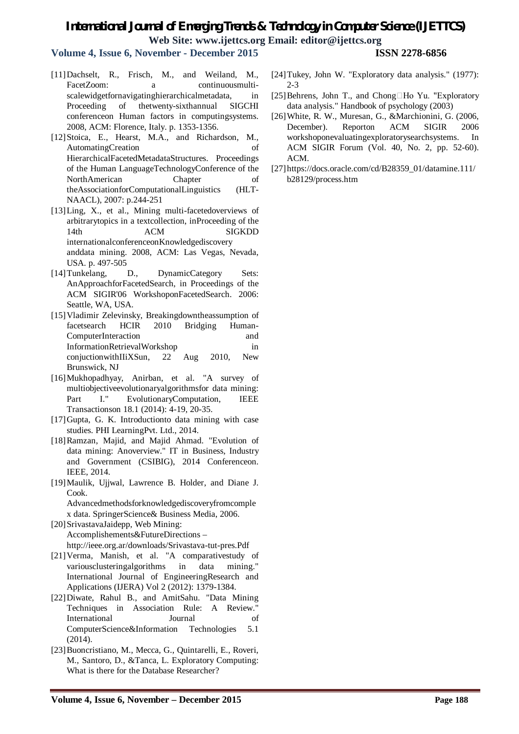[11] Dachselt, R., Frisch, M., and Weiland, M., FacetZoom: a continuousmulti-scalewidgetfornavigatinghierarchicalmetadata, in Proceeding of thetwenty-sixthannual SIGCHI conferenceon Human factors in computingsystems. 2008, ACM: Florence, Italy. p. 1353-1356.

[12] Stoica, E., Hearst, M.A., and Richardson, M., AutomatingCreation of HierarchicalFacetedMetadataStructures. Proceedings of the Human LanguageTechnologyConference of the NorthAmerican Chapter of theAssociationforComputationalLinguistics (HLT-NAACL), 2007: p.244-251

[13] Ling, X., et al., Mining multi-facetedoverviews of arbitrarytopics in a textcollection, inProceeding of the 14th ACM SIGKDD internationalconferenceonKnowledgediscovery anddata mining. 2008, ACM: Las Vegas, Nevada, USA. p. 497-505

[14] Tunkelang, D., DynamicCategory Sets: AnApproachforFacetedSearch, in Proceedings of the ACM SIGIR'06 WorkshoponFacetedSearch. 2006: Seattle, WA, USA.

[15] Vladimir Zelevinsky, Breakingdowntheassumption of facetsearch HCIR 2010 Bridging Human-ComputerInteraction and InformationRetrievalWorkshop in conjuctionwithIIiXSun, 22 Aug 2010, New Brunswick, NJ

[16] Mukhopadhyay, Anirban, et al. "A survey of multiobjectiveevolutionaryalgorithmsfor data mining: Part I." EvolutionaryComputation, IEEE Transactionson 18.1 (2014): 4-19, 20-35.

[17] Gupta, G. K. Introductionto data mining with case studies. PHI LearningPvt. Ltd., 2014.

[18] Ramzan, Majid, and Majid Ahmad. "Evolution of data mining: Anoverview." IT in Business, Industry and Government (CSIBIG), 2014 Conferenceon. IEEE, 2014.

[19] Maulik, Ujjwal, Lawrence B. Holder, and Diane J. Cook. Advancedmethodsforknowledgediscoveryfromcomplex data. SpringerScience& Business Media, 2006.

[20] SrivastavaJaidepp, Web Mining: Accomplishements&FutureDirections – http://ieee.org.ar/downloads/Srivastava-tut-pres.Pdf

[21] Verma, Manish, et al. "A comparativestudy of variousclusteringalgorithms in data mining." International Journal of EngineeringResearch and Applications (IJERA) Vol 2 (2012): 1379-1384.

[22] Diwate, Rahul B., and AmitSahu. "Data Mining Techniques in Association Rule: A Review." International Journal of ComputerScience&Information Technologies 5.1 (2014).

[23] Buoncristiano, M., Mecca, G., Quintarelli, E., Roveri, M., Santoro, D., &Tanca, L. Exploratory Computing: What is there for the Database Researcher?

[24] Tukey, John W. "Exploratory data analysis." (1977): 2-3

[25] Behrens, John T., and Chong□Ho Yu. "Exploratory data analysis." Handbook of psychology (2003)

[26] White, R. W., Muresan, G., &Marchionini, G. (2006, December). Reporton ACM SIGIR 2006 workshoponevaluatingexploratorysearchsystems. In ACM SIGIR Forum (Vol. 40, No. 2, pp. 52-60). ACM.

[27] https://docs.oracle.com/cd/B28359_01/datamine.111/b28129/process.htm